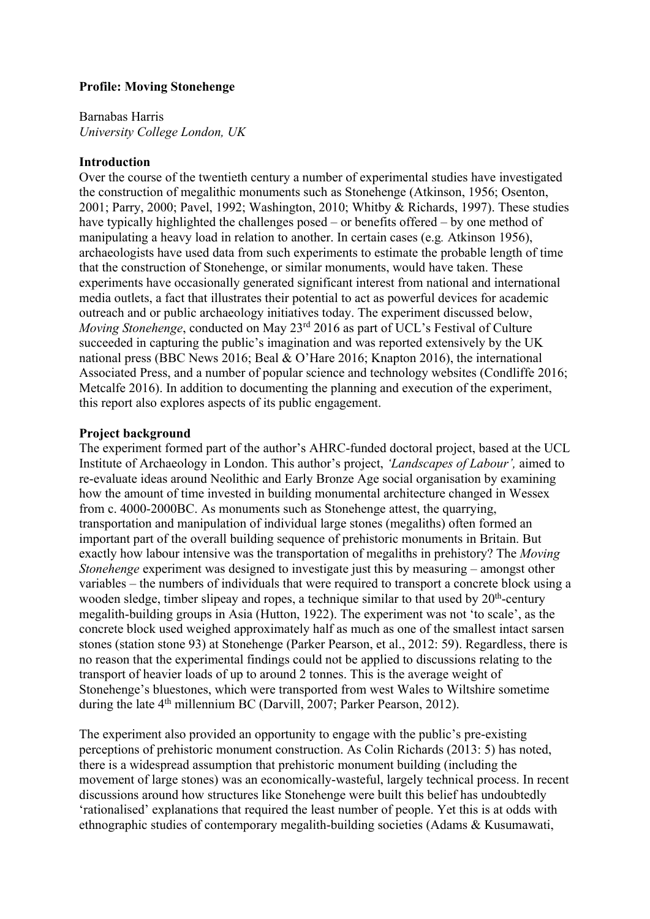**Profile: Moving Stonehenge**

Barnabas Harris
*University College London, UK*

**Introduction**

Over the course of the twentieth century a number of experimental studies have investigated the construction of megalithic monuments such as Stonehenge (Atkinson, 1956; Osenton, 2001; Parry, 2000; Pavel, 1992; Washington, 2010; Whitby & Richards, 1997). These studies have typically highlighted the challenges posed – or benefits offered – by one method of manipulating a heavy load in relation to another. In certain cases (e.g*.* Atkinson 1956), archaeologists have used data from such experiments to estimate the probable length of time that the construction of Stonehenge, or similar monuments, would have taken. These experiments have occasionally generated significant interest from national and international media outlets, a fact that illustrates their potential to act as powerful devices for academic outreach and or public archaeology initiatives today. The experiment discussed below, *Moving Stonehenge*, conducted on May 23rd 2016 as part of UCL's Festival of Culture succeeded in capturing the public's imagination and was reported extensively by the UK national press (BBC News 2016; Beal & O'Hare 2016; Knapton 2016), the international Associated Press, and a number of popular science and technology websites (Condliffe 2016; Metcalfe 2016). In addition to documenting the planning and execution of the experiment, this report also explores aspects of its public engagement.

**Project background**

The experiment formed part of the author's AHRC-funded doctoral project, based at the UCL Institute of Archaeology in London. This author's project, *'Landscapes of Labour',* aimed to re-evaluate ideas around Neolithic and Early Bronze Age social organisation by examining how the amount of time invested in building monumental architecture changed in Wessex from c. 4000-2000BC. As monuments such as Stonehenge attest, the quarrying, transportation and manipulation of individual large stones (megaliths) often formed an important part of the overall building sequence of prehistoric monuments in Britain. But exactly how labour intensive was the transportation of megaliths in prehistory? The *Moving Stonehenge* experiment was designed to investigate just this by measuring – amongst other variables – the numbers of individuals that were required to transport a concrete block using a wooden sledge, timber slipeay and ropes, a technique similar to that used by 20th-century megalith-building groups in Asia (Hutton, 1922). The experiment was not 'to scale', as the concrete block used weighed approximately half as much as one of the smallest intact sarsen stones (station stone 93) at Stonehenge (Parker Pearson, et al., 2012: 59). Regardless, there is no reason that the experimental findings could not be applied to discussions relating to the transport of heavier loads of up to around 2 tonnes. This is the average weight of Stonehenge's bluestones, which were transported from west Wales to Wiltshire sometime during the late 4th millennium BC (Darvill, 2007; Parker Pearson, 2012).

The experiment also provided an opportunity to engage with the public's pre-existing perceptions of prehistoric monument construction. As Colin Richards (2013: 5) has noted, there is a widespread assumption that prehistoric monument building (including the movement of large stones) was an economically-wasteful, largely technical process. In recent discussions around how structures like Stonehenge were built this belief has undoubtedly 'rationalised' explanations that required the least number of people. Yet this is at odds with ethnographic studies of contemporary megalith-building societies (Adams & Kusumawati,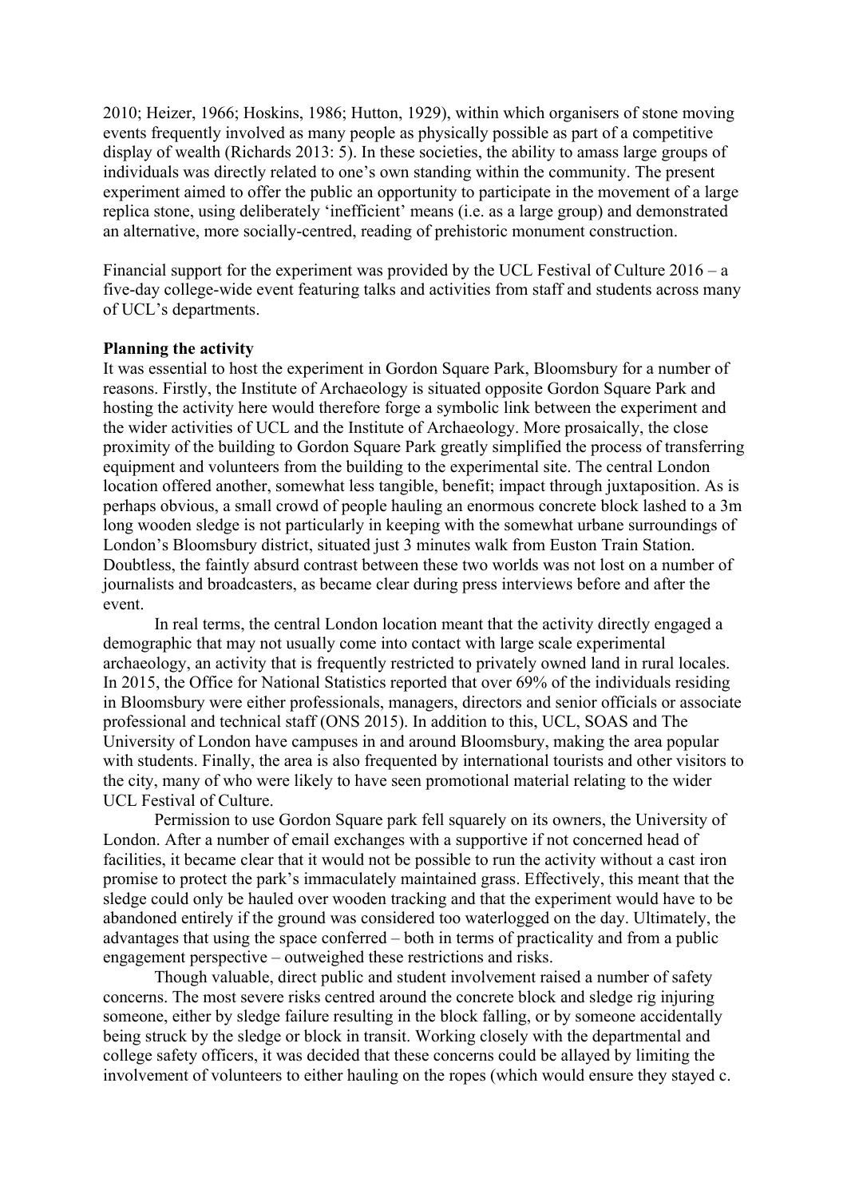2010; Heizer, 1966; Hoskins, 1986; Hutton, 1929), within which organisers of stone moving events frequently involved as many people as physically possible as part of a competitive display of wealth (Richards 2013: 5). In these societies, the ability to amass large groups of individuals was directly related to one's own standing within the community. The present experiment aimed to offer the public an opportunity to participate in the movement of a large replica stone, using deliberately 'inefficient' means (i.e. as a large group) and demonstrated an alternative, more socially-centred, reading of prehistoric monument construction.

Financial support for the experiment was provided by the UCL Festival of Culture 2016 – a five-day college-wide event featuring talks and activities from staff and students across many of UCL's departments.

**Planning the activity**

It was essential to host the experiment in Gordon Square Park, Bloomsbury for a number of reasons. Firstly, the Institute of Archaeology is situated opposite Gordon Square Park and hosting the activity here would therefore forge a symbolic link between the experiment and the wider activities of UCL and the Institute of Archaeology. More prosaically, the close proximity of the building to Gordon Square Park greatly simplified the process of transferring equipment and volunteers from the building to the experimental site. The central London location offered another, somewhat less tangible, benefit; impact through juxtaposition. As is perhaps obvious, a small crowd of people hauling an enormous concrete block lashed to a 3m long wooden sledge is not particularly in keeping with the somewhat urbane surroundings of London's Bloomsbury district, situated just 3 minutes walk from Euston Train Station. Doubtless, the faintly absurd contrast between these two worlds was not lost on a number of journalists and broadcasters, as became clear during press interviews before and after the event.

In real terms, the central London location meant that the activity directly engaged a demographic that may not usually come into contact with large scale experimental archaeology, an activity that is frequently restricted to privately owned land in rural locales. In 2015, the Office for National Statistics reported that over 69% of the individuals residing in Bloomsbury were either professionals, managers, directors and senior officials or associate professional and technical staff (ONS 2015). In addition to this, UCL, SOAS and The University of London have campuses in and around Bloomsbury, making the area popular with students. Finally, the area is also frequented by international tourists and other visitors to the city, many of who were likely to have seen promotional material relating to the wider UCL Festival of Culture.

Permission to use Gordon Square park fell squarely on its owners, the University of London. After a number of email exchanges with a supportive if not concerned head of facilities, it became clear that it would not be possible to run the activity without a cast iron promise to protect the park's immaculately maintained grass. Effectively, this meant that the sledge could only be hauled over wooden tracking and that the experiment would have to be abandoned entirely if the ground was considered too waterlogged on the day. Ultimately, the advantages that using the space conferred – both in terms of practicality and from a public engagement perspective – outweighed these restrictions and risks.

Though valuable, direct public and student involvement raised a number of safety concerns. The most severe risks centred around the concrete block and sledge rig injuring someone, either by sledge failure resulting in the block falling, or by someone accidentally being struck by the sledge or block in transit. Working closely with the departmental and college safety officers, it was decided that these concerns could be allayed by limiting the involvement of volunteers to either hauling on the ropes (which would ensure they stayed c.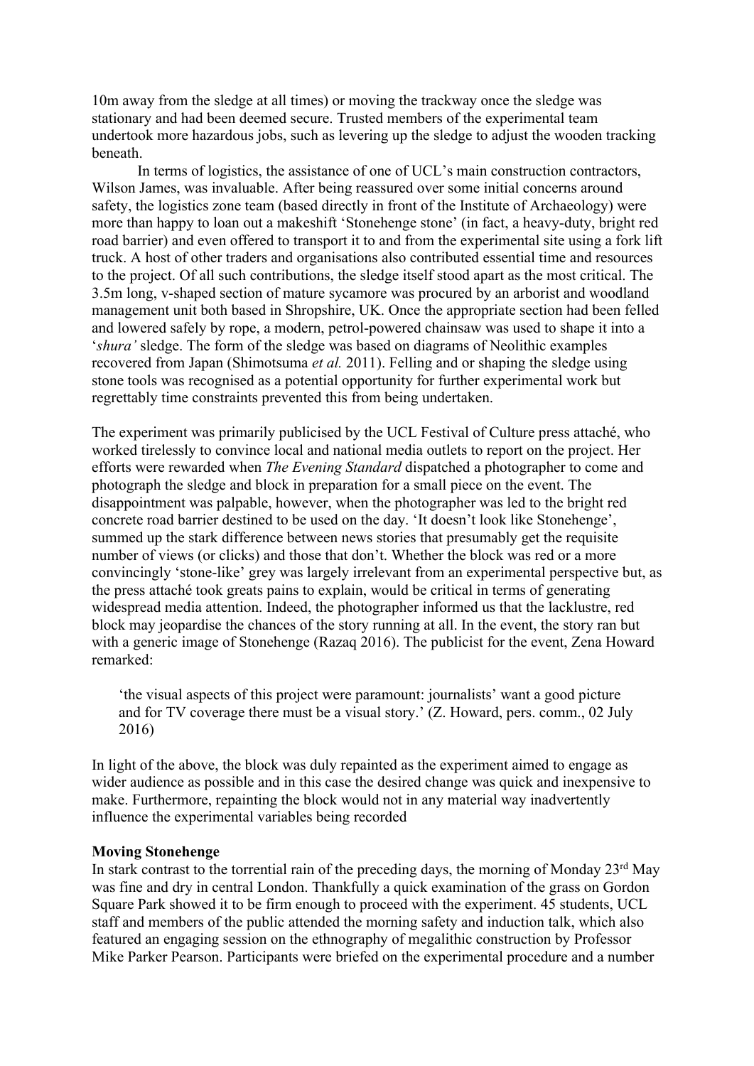10m away from the sledge at all times) or moving the trackway once the sledge was stationary and had been deemed secure. Trusted members of the experimental team undertook more hazardous jobs, such as levering up the sledge to adjust the wooden tracking beneath.

In terms of logistics, the assistance of one of UCL's main construction contractors, Wilson James, was invaluable. After being reassured over some initial concerns around safety, the logistics zone team (based directly in front of the Institute of Archaeology) were more than happy to loan out a makeshift 'Stonehenge stone' (in fact, a heavy-duty, bright red road barrier) and even offered to transport it to and from the experimental site using a fork lift truck. A host of other traders and organisations also contributed essential time and resources to the project. Of all such contributions, the sledge itself stood apart as the most critical. The 3.5m long, v-shaped section of mature sycamore was procured by an arborist and woodland management unit both based in Shropshire, UK. Once the appropriate section had been felled and lowered safely by rope, a modern, petrol-powered chainsaw was used to shape it into a '*shura'* sledge. The form of the sledge was based on diagrams of Neolithic examples recovered from Japan (Shimotsuma *et al.* 2011). Felling and or shaping the sledge using stone tools was recognised as a potential opportunity for further experimental work but regrettably time constraints prevented this from being undertaken.

The experiment was primarily publicised by the UCL Festival of Culture press attaché, who worked tirelessly to convince local and national media outlets to report on the project. Her efforts were rewarded when *The Evening Standard* dispatched a photographer to come and photograph the sledge and block in preparation for a small piece on the event. The disappointment was palpable, however, when the photographer was led to the bright red concrete road barrier destined to be used on the day. 'It doesn't look like Stonehenge', summed up the stark difference between news stories that presumably get the requisite number of views (or clicks) and those that don't. Whether the block was red or a more convincingly 'stone-like' grey was largely irrelevant from an experimental perspective but, as the press attaché took greats pains to explain, would be critical in terms of generating widespread media attention. Indeed, the photographer informed us that the lacklustre, red block may jeopardise the chances of the story running at all. In the event, the story ran but with a generic image of Stonehenge (Razaq 2016). The publicist for the event, Zena Howard remarked:

> 'the visual aspects of this project were paramount: journalists' want a good picture and for TV coverage there must be a visual story.' (Z. Howard, pers. comm., 02 July 2016)

In light of the above, the block was duly repainted as the experiment aimed to engage as wider audience as possible and in this case the desired change was quick and inexpensive to make. Furthermore, repainting the block would not in any material way inadvertently influence the experimental variables being recorded

**Moving Stonehenge**

In stark contrast to the torrential rain of the preceding days, the morning of Monday 23rd May was fine and dry in central London. Thankfully a quick examination of the grass on Gordon Square Park showed it to be firm enough to proceed with the experiment. 45 students, UCL staff and members of the public attended the morning safety and induction talk, which also featured an engaging session on the ethnography of megalithic construction by Professor Mike Parker Pearson. Participants were briefed on the experimental procedure and a number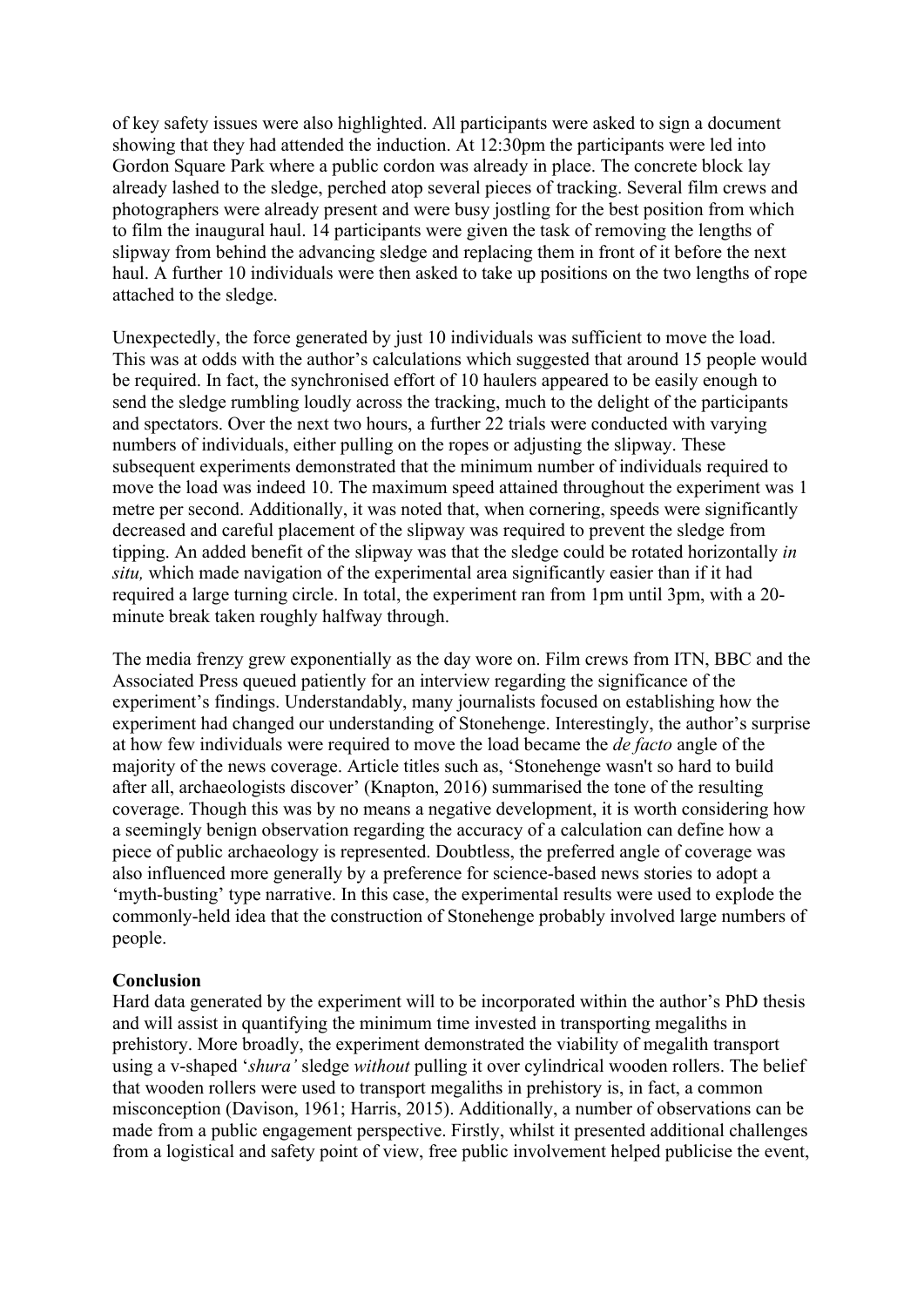of key safety issues were also highlighted. All participants were asked to sign a document showing that they had attended the induction. At 12:30pm the participants were led into Gordon Square Park where a public cordon was already in place. The concrete block lay already lashed to the sledge, perched atop several pieces of tracking. Several film crews and photographers were already present and were busy jostling for the best position from which to film the inaugural haul. 14 participants were given the task of removing the lengths of slipway from behind the advancing sledge and replacing them in front of it before the next haul. A further 10 individuals were then asked to take up positions on the two lengths of rope attached to the sledge.

Unexpectedly, the force generated by just 10 individuals was sufficient to move the load. This was at odds with the author's calculations which suggested that around 15 people would be required. In fact, the synchronised effort of 10 haulers appeared to be easily enough to send the sledge rumbling loudly across the tracking, much to the delight of the participants and spectators. Over the next two hours, a further 22 trials were conducted with varying numbers of individuals, either pulling on the ropes or adjusting the slipway. These subsequent experiments demonstrated that the minimum number of individuals required to move the load was indeed 10. The maximum speed attained throughout the experiment was 1 metre per second. Additionally, it was noted that, when cornering, speeds were significantly decreased and careful placement of the slipway was required to prevent the sledge from tipping. An added benefit of the slipway was that the sledge could be rotated horizontally *in situ,* which made navigation of the experimental area significantly easier than if it had required a large turning circle. In total, the experiment ran from 1pm until 3pm, with a 20-minute break taken roughly halfway through.

The media frenzy grew exponentially as the day wore on. Film crews from ITN, BBC and the Associated Press queued patiently for an interview regarding the significance of the experiment's findings. Understandably, many journalists focused on establishing how the experiment had changed our understanding of Stonehenge. Interestingly, the author's surprise at how few individuals were required to move the load became the *de facto* angle of the majority of the news coverage. Article titles such as, 'Stonehenge wasn't so hard to build after all, archaeologists discover' (Knapton, 2016) summarised the tone of the resulting coverage. Though this was by no means a negative development, it is worth considering how a seemingly benign observation regarding the accuracy of a calculation can define how a piece of public archaeology is represented. Doubtless, the preferred angle of coverage was also influenced more generally by a preference for science-based news stories to adopt a 'myth-busting' type narrative. In this case, the experimental results were used to explode the commonly-held idea that the construction of Stonehenge probably involved large numbers of people.

**Conclusion**

Hard data generated by the experiment will to be incorporated within the author's PhD thesis and will assist in quantifying the minimum time invested in transporting megaliths in prehistory. More broadly, the experiment demonstrated the viability of megalith transport using a v-shaped '*shura'* sledge *without* pulling it over cylindrical wooden rollers. The belief that wooden rollers were used to transport megaliths in prehistory is, in fact, a common misconception (Davison, 1961; Harris, 2015). Additionally, a number of observations can be made from a public engagement perspective. Firstly, whilst it presented additional challenges from a logistical and safety point of view, free public involvement helped publicise the event,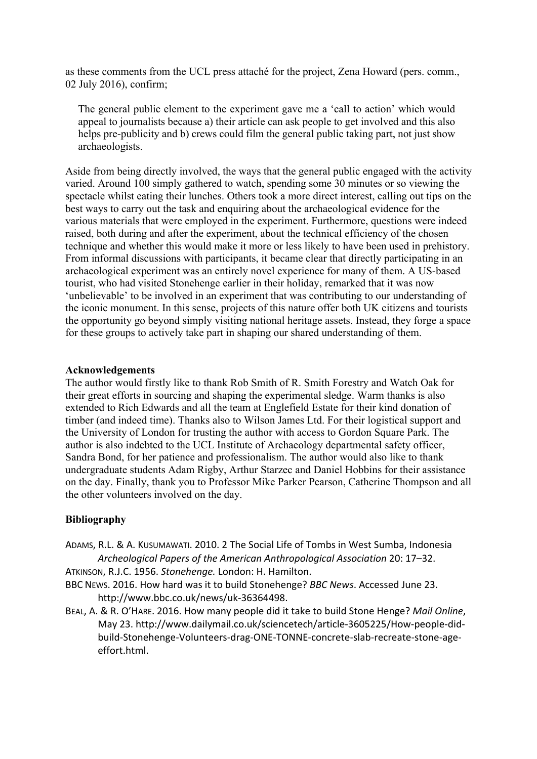as these comments from the UCL press attaché for the project, Zena Howard (pers. comm., 02 July 2016), confirm;

> The general public element to the experiment gave me a 'call to action' which would appeal to journalists because a) their article can ask people to get involved and this also helps pre-publicity and b) crews could film the general public taking part, not just show archaeologists.

Aside from being directly involved, the ways that the general public engaged with the activity varied. Around 100 simply gathered to watch, spending some 30 minutes or so viewing the spectacle whilst eating their lunches. Others took a more direct interest, calling out tips on the best ways to carry out the task and enquiring about the archaeological evidence for the various materials that were employed in the experiment. Furthermore, questions were indeed raised, both during and after the experiment, about the technical efficiency of the chosen technique and whether this would make it more or less likely to have been used in prehistory. From informal discussions with participants, it became clear that directly participating in an archaeological experiment was an entirely novel experience for many of them. A US-based tourist, who had visited Stonehenge earlier in their holiday, remarked that it was now 'unbelievable' to be involved in an experiment that was contributing to our understanding of the iconic monument. In this sense, projects of this nature offer both UK citizens and tourists the opportunity go beyond simply visiting national heritage assets. Instead, they forge a space for these groups to actively take part in shaping our shared understanding of them.

**Acknowledgements**

The author would firstly like to thank Rob Smith of R. Smith Forestry and Watch Oak for their great efforts in sourcing and shaping the experimental sledge. Warm thanks is also extended to Rich Edwards and all the team at Englefield Estate for their kind donation of timber (and indeed time). Thanks also to Wilson James Ltd. For their logistical support and the University of London for trusting the author with access to Gordon Square Park. The author is also indebted to the UCL Institute of Archaeology departmental safety officer, Sandra Bond, for her patience and professionalism. The author would also like to thank undergraduate students Adam Rigby, Arthur Starzec and Daniel Hobbins for their assistance on the day. Finally, thank you to Professor Mike Parker Pearson, Catherine Thompson and all the other volunteers involved on the day.

## Bibliography

ADAMS, R.L. & A. KUSUMAWATI. 2010. 2 The Social Life of Tombs in West Sumba, Indonesia *Archeological Papers of the American Anthropological Association* 20: 17–32.

ATKINSON, R.J.C. 1956. *Stonehenge.* London: H. Hamilton.

BBC NEWS. 2016. How hard was it to build Stonehenge? *BBC News*. Accessed June 23. http://www.bbc.co.uk/news/uk-36364498.

BEAL, A. & R. O'HARE. 2016. How many people did it take to build Stone Henge? *Mail Online*, May 23. http://www.dailymail.co.uk/sciencetech/article-3605225/How-people-did-build-Stonehenge-Volunteers-drag-ONE-TONNE-concrete-slab-recreate-stone-age-effort.html.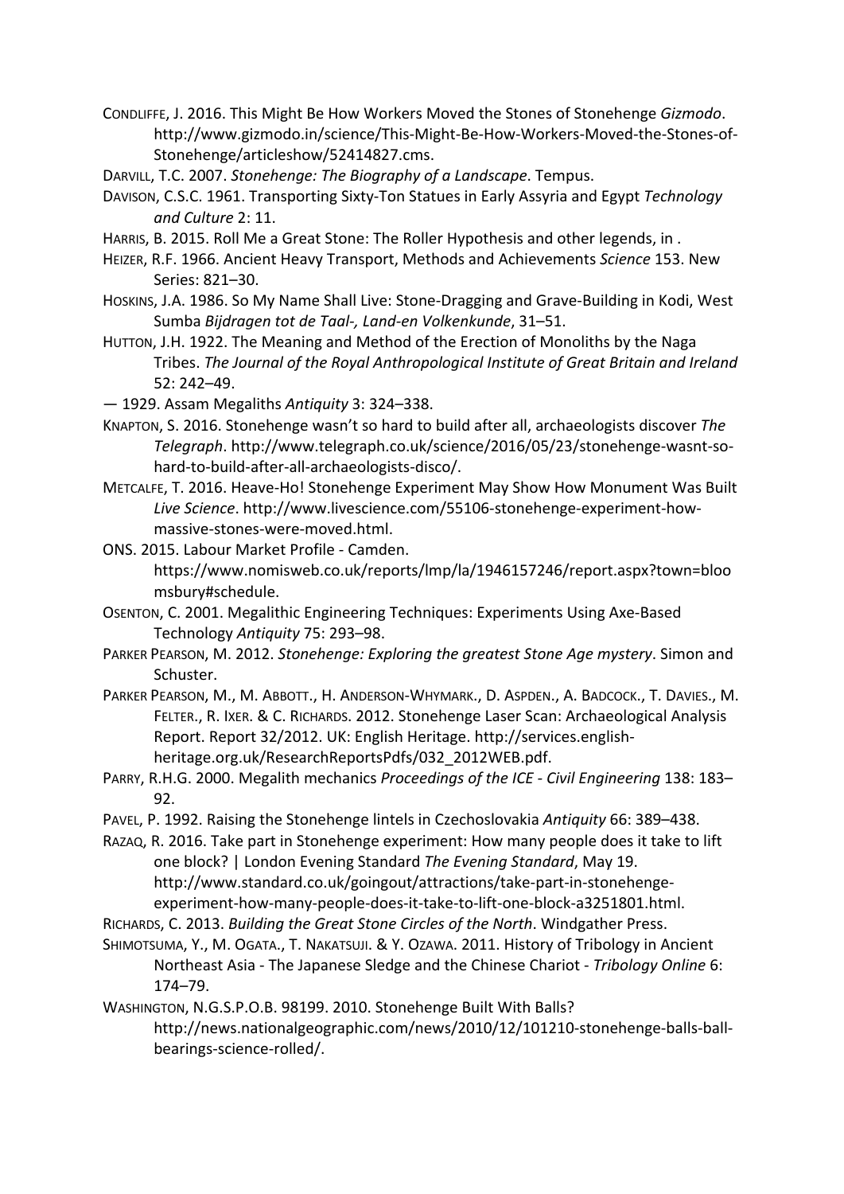CONDLIFFE, J. 2016. This Might Be How Workers Moved the Stones of Stonehenge *Gizmodo*. http://www.gizmodo.in/science/This-Might-Be-How-Workers-Moved-the-Stones-of-Stonehenge/articleshow/52414827.cms.

DARVILL, T.C. 2007. *Stonehenge: The Biography of a Landscape*. Tempus.

DAVISON, C.S.C. 1961. Transporting Sixty-Ton Statues in Early Assyria and Egypt *Technology and Culture* 2: 11.

HARRIS, B. 2015. Roll Me a Great Stone: The Roller Hypothesis and other legends, in .

HEIZER, R.F. 1966. Ancient Heavy Transport, Methods and Achievements *Science* 153. New Series: 821–30.

HOSKINS, J.A. 1986. So My Name Shall Live: Stone-Dragging and Grave-Building in Kodi, West Sumba *Bijdragen tot de Taal-, Land-en Volkenkunde*, 31–51.

HUTTON, J.H. 1922. The Meaning and Method of the Erection of Monoliths by the Naga Tribes. *The Journal of the Royal Anthropological Institute of Great Britain and Ireland* 52: 242–49.

— 1929. Assam Megaliths *Antiquity* 3: 324–338.

KNAPTON, S. 2016. Stonehenge wasn't so hard to build after all, archaeologists discover *The Telegraph*. http://www.telegraph.co.uk/science/2016/05/23/stonehenge-wasnt-so-hard-to-build-after-all-archaeologists-disco/.

METCALFE, T. 2016. Heave-Ho! Stonehenge Experiment May Show How Monument Was Built *Live Science*. http://www.livescience.com/55106-stonehenge-experiment-how-massive-stones-were-moved.html.

ONS. 2015. Labour Market Profile - Camden. https://www.nomisweb.co.uk/reports/lmp/la/1946157246/report.aspx?town=bloomsbury#schedule.

OSENTON, C. 2001. Megalithic Engineering Techniques: Experiments Using Axe-Based Technology *Antiquity* 75: 293–98.

PARKER PEARSON, M. 2012. *Stonehenge: Exploring the greatest Stone Age mystery*. Simon and Schuster.

PARKER PEARSON, M., M. ABBOTT., H. ANDERSON-WHYMARK., D. ASPDEN., A. BADCOCK., T. DAVIES., M. FELTER., R. IXER. & C. RICHARDS. 2012. Stonehenge Laser Scan: Archaeological Analysis Report. Report 32/2012. UK: English Heritage. http://services.english-heritage.org.uk/ResearchReportsPdfs/032_2012WEB.pdf.

PARRY, R.H.G. 2000. Megalith mechanics *Proceedings of the ICE - Civil Engineering* 138: 183–92.

PAVEL, P. 1992. Raising the Stonehenge lintels in Czechoslovakia *Antiquity* 66: 389–438.

RAZAQ, R. 2016. Take part in Stonehenge experiment: How many people does it take to lift one block? | London Evening Standard *The Evening Standard*, May 19. http://www.standard.co.uk/goingout/attractions/take-part-in-stonehenge-experiment-how-many-people-does-it-take-to-lift-one-block-a3251801.html.

RICHARDS, C. 2013. *Building the Great Stone Circles of the North*. Windgather Press.

SHIMOTSUMA, Y., M. OGATA., T. NAKATSUJI. & Y. OZAWA. 2011. History of Tribology in Ancient Northeast Asia - The Japanese Sledge and the Chinese Chariot - *Tribology Online* 6: 174–79.

WASHINGTON, N.G.S.P.O.B. 98199. 2010. Stonehenge Built With Balls? http://news.nationalgeographic.com/news/2010/12/101210-stonehenge-balls-ball-bearings-science-rolled/.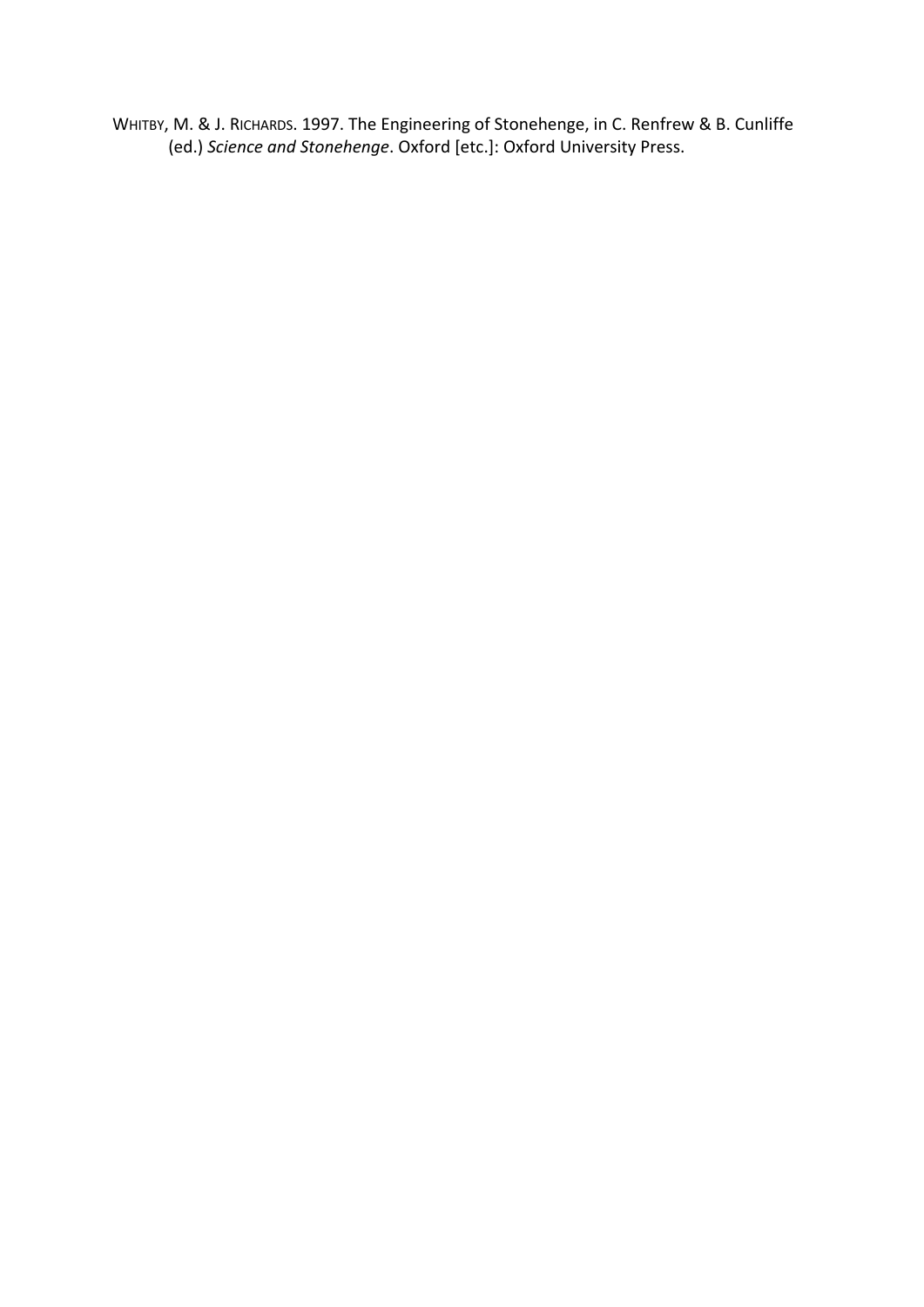WHITBY, M. & J. RICHARDS. 1997. The Engineering of Stonehenge, in C. Renfrew & B. Cunliffe (ed.) *Science and Stonehenge*. Oxford [etc.]: Oxford University Press.